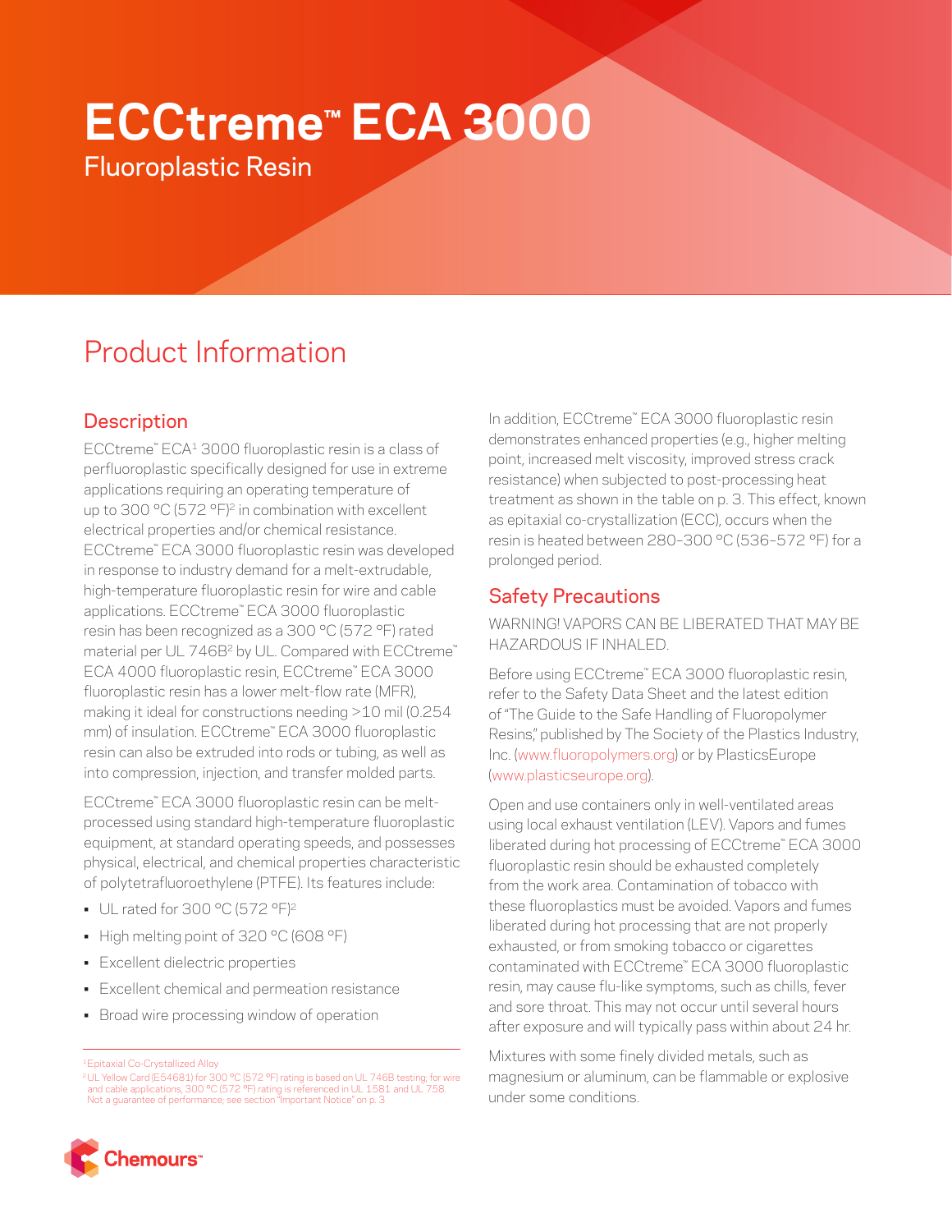# ECCtreme™ ECA 3000

Fluoroplastic Resin

## Product Information

### Description

ECCtreme™ ECA[1] 3000 fluoroplastic resin is a class of perfluoroplastic specifically designed for use in extreme applications requiring an operating temperature of up to 300 °C (572 °F)[2] in combination with excellent electrical properties and/or chemical resistance. ECCtreme™ ECA 3000 fluoroplastic resin was developed in response to industry demand for a melt-extrudable, high-temperature fluoroplastic resin for wire and cable applications. ECCtreme™ ECA 3000 fluoroplastic resin has been recognized as a 300 °C (572 °F) rated material per UL 746B[2] by UL. Compared with ECCtreme™ ECA 4000 fluoroplastic resin, ECCtreme™ ECA 3000 fluoroplastic resin has a lower melt-flow rate (MFR), making it ideal for constructions needing >10 mil (0.254 mm) of insulation. ECCtreme™ ECA 3000 fluoroplastic resin can also be extruded into rods or tubing, as well as into compression, injection, and transfer molded parts.

ECCtreme™ ECA 3000 fluoroplastic resin can be melt-processed using standard high-temperature fluoroplastic equipment, at standard operating speeds, and possesses physical, electrical, and chemical properties characteristic of polytetrafluoroethylene (PTFE). Its features include:

- UL rated for 300 °C (572 °F)[2]
- High melting point of 320 °C (608 °F)
- Excellent dielectric properties
- Excellent chemical and permeation resistance
- Broad wire processing window of operation

[1] Epitaxial Co-Crystallized Alloy

[2] UL Yellow Card (E54681) for 300 °C (572 °F) rating is based on UL 746B testing; for wire and cable applications, 300 °C (572 °F) rating is referenced in UL 1581 and UL 758. Not a guarantee of performance; see section "Important Notice" on p. 3

In addition, ECCtreme™ ECA 3000 fluoroplastic resin demonstrates enhanced properties (e.g., higher melting point, increased melt viscosity, improved stress crack resistance) when subjected to post-processing heat treatment as shown in the table on p. 3. This effect, known as epitaxial co-crystallization (ECC), occurs when the resin is heated between 280–300 °C (536–572 °F) for a prolonged period.

### Safety Precautions

WARNING! VAPORS CAN BE LIBERATED THAT MAY BE HAZARDOUS IF INHALED.

Before using ECCtreme™ ECA 3000 fluoroplastic resin, refer to the Safety Data Sheet and the latest edition of "The Guide to the Safe Handling of Fluoropolymer Resins," published by The Society of the Plastics Industry, Inc. (www.fluoropolymers.org) or by PlasticsEurope (www.plasticseurope.org).

Open and use containers only in well-ventilated areas using local exhaust ventilation (LEV). Vapors and fumes liberated during hot processing of ECCtreme™ ECA 3000 fluoroplastic resin should be exhausted completely from the work area. Contamination of tobacco with these fluoroplastics must be avoided. Vapors and fumes liberated during hot processing that are not properly exhausted, or from smoking tobacco or cigarettes contaminated with ECCtreme™ ECA 3000 fluoroplastic resin, may cause flu-like symptoms, such as chills, fever and sore throat. This may not occur until several hours after exposure and will typically pass within about 24 hr.

Mixtures with some finely divided metals, such as magnesium or aluminum, can be flammable or explosive under some conditions.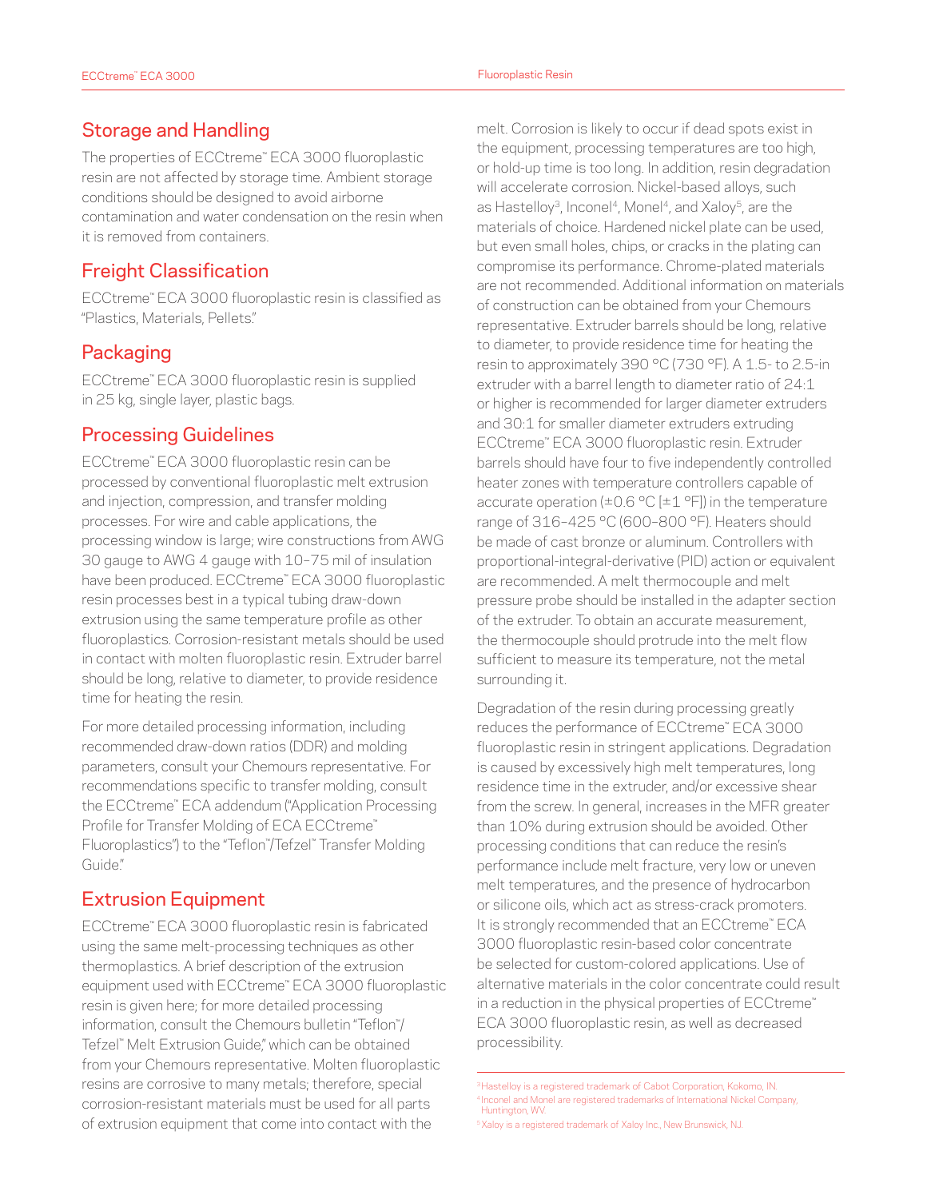## Storage and Handling

The properties of ECCtreme™ ECA 3000 fluoroplastic resin are not affected by storage time. Ambient storage conditions should be designed to avoid airborne contamination and water condensation on the resin when it is removed from containers.

## Freight Classification

ECCtreme™ ECA 3000 fluoroplastic resin is classified as "Plastics, Materials, Pellets."

## Packaging

ECCtreme™ ECA 3000 fluoroplastic resin is supplied in 25 kg, single layer, plastic bags.

## Processing Guidelines

ECCtreme™ ECA 3000 fluoroplastic resin can be processed by conventional fluoroplastic melt extrusion and injection, compression, and transfer molding processes. For wire and cable applications, the processing window is large; wire constructions from AWG 30 gauge to AWG 4 gauge with 10–75 mil of insulation have been produced. ECCtreme™ ECA 3000 fluoroplastic resin processes best in a typical tubing draw-down extrusion using the same temperature profile as other fluoroplastics. Corrosion-resistant metals should be used in contact with molten fluoroplastic resin. Extruder barrel should be long, relative to diameter, to provide residence time for heating the resin.

For more detailed processing information, including recommended draw-down ratios (DDR) and molding parameters, consult your Chemours representative. For recommendations specific to transfer molding, consult the ECCtreme™ ECA addendum ("Application Processing Profile for Transfer Molding of ECA ECCtreme™ Fluoroplastics") to the "Teflon™/Tefzel™ Transfer Molding Guide."

## Extrusion Equipment

ECCtreme™ ECA 3000 fluoroplastic resin is fabricated using the same melt-processing techniques as other thermoplastics. A brief description of the extrusion equipment used with ECCtreme™ ECA 3000 fluoroplastic resin is given here; for more detailed processing information, consult the Chemours bulletin "Teflon™/Tefzel™ Melt Extrusion Guide," which can be obtained from your Chemours representative. Molten fluoroplastic resins are corrosive to many metals; therefore, special corrosion-resistant materials must be used for all parts of extrusion equipment that come into contact with the melt. Corrosion is likely to occur if dead spots exist in the equipment, processing temperatures are too high, or hold-up time is too long. In addition, resin degradation will accelerate corrosion. Nickel-based alloys, such as Hastelloy[3], Inconel[4], Monel[4], and Xaloy[5], are the materials of choice. Hardened nickel plate can be used, but even small holes, chips, or cracks in the plating can compromise its performance. Chrome-plated materials are not recommended. Additional information on materials of construction can be obtained from your Chemours representative. Extruder barrels should be long, relative to diameter, to provide residence time for heating the resin to approximately 390 °C (730 °F). A 1.5- to 2.5-in extruder with a barrel length to diameter ratio of 24:1 or higher is recommended for larger diameter extruders and 30:1 for smaller diameter extruders extruding ECCtreme™ ECA 3000 fluoroplastic resin. Extruder barrels should have four to five independently controlled heater zones with temperature controllers capable of accurate operation (±0.6 °C [±1 °F]) in the temperature range of 316–425 °C (600–800 °F). Heaters should be made of cast bronze or aluminum. Controllers with proportional-integral-derivative (PID) action or equivalent are recommended. A melt thermocouple and melt pressure probe should be installed in the adapter section of the extruder. To obtain an accurate measurement, the thermocouple should protrude into the melt flow sufficient to measure its temperature, not the metal surrounding it.

Degradation of the resin during processing greatly reduces the performance of ECCtreme™ ECA 3000 fluoroplastic resin in stringent applications. Degradation is caused by excessively high melt temperatures, long residence time in the extruder, and/or excessive shear from the screw. In general, increases in the MFR greater than 10% during extrusion should be avoided. Other processing conditions that can reduce the resin's performance include melt fracture, very low or uneven melt temperatures, and the presence of hydrocarbon or silicone oils, which act as stress-crack promoters. It is strongly recommended that an ECCtreme™ ECA 3000 fluoroplastic resin-based color concentrate be selected for custom-colored applications. Use of alternative materials in the color concentrate could result in a reduction in the physical properties of ECCtreme™ ECA 3000 fluoroplastic resin, as well as decreased processibility.

---

[3] Hastelloy is a registered trademark of Cabot Corporation, Kokomo, IN.

[4] Inconel and Monel are registered trademarks of International Nickel Company, Huntington, WV.

[5] Xaloy is a registered trademark of Xaloy Inc., New Brunswick, NJ.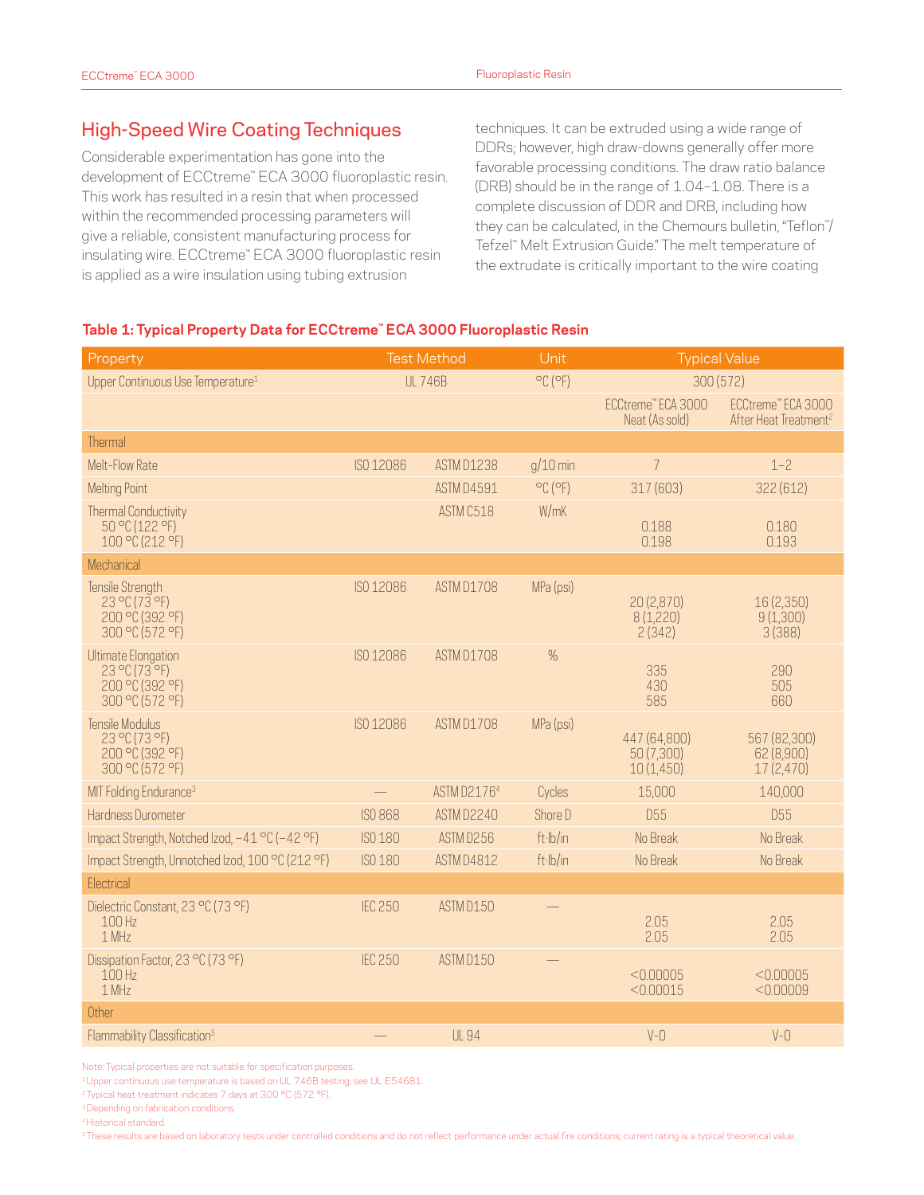## High-Speed Wire Coating Techniques

Considerable experimentation has gone into the development of ECCtreme™ ECA 3000 fluoroplastic resin. This work has resulted in a resin that when processed within the recommended processing parameters will give a reliable, consistent manufacturing process for insulating wire. ECCtreme™ ECA 3000 fluoroplastic resin is applied as a wire insulation using tubing extrusion techniques. It can be extruded using a wide range of DDRs; however, high draw-downs generally offer more favorable processing conditions. The draw ratio balance (DRB) should be in the range of 1.04–1.08. There is a complete discussion of DDR and DRB, including how they can be calculated, in the Chemours bulletin, "Teflon™/Tefzel™ Melt Extrusion Guide." The melt temperature of the extrudate is critically important to the wire coating

**Table 1: Typical Property Data for ECCtreme™ ECA 3000 Fluoroplastic Resin**

| Property | Test Method | | Unit | Typical Value | |
|---|---|---|---|---|---|
| Upper Continuous Use Temperature[1] | UL 746B | | °C (°F) | 300 (572) | |
| | | | | ECCtreme™ ECA 3000 Neat (As sold) | ECCtreme™ ECA 3000 After Heat Treatment[2] |
| **Thermal** | | | | | |
| Melt-Flow Rate | ISO 12086 | ASTM D1238 | g/10 min | 7 | 1–2 |
| Melting Point | | ASTM D4591 | °C (°F) | 317 (603) | 322 (612) |
| Thermal Conductivity<br>50 °C (122 °F)<br>100 °C (212 °F) | | ASTM C518 | W/mK | <br>0.188<br>0.198 | <br>0.180<br>0.193 |
| **Mechanical** | | | | | |
| Tensile Strength<br>23 °C (73 °F)<br>200 °C (392 °F)<br>300 °C (572 °F) | ISO 12086 | ASTM D1708 | MPa (psi) | <br>20 (2,870)<br>8 (1,220)<br>2 (342) | <br>16 (2,350)<br>9 (1,300)<br>3 (388) |
| Ultimate Elongation<br>23 °C (73 °F)<br>200 °C (392 °F)<br>300 °C (572 °F) | ISO 12086 | ASTM D1708 | % | <br>335<br>430<br>585 | <br>290<br>505<br>660 |
| Tensile Modulus<br>23 °C (73 °F)<br>200 °C (392 °F)<br>300 °C (572 °F) | ISO 12086 | ASTM D1708 | MPa (psi) | <br>447 (64,800)<br>50 (7,300)<br>10 (1,450) | <br>567 (82,300)<br>62 (8,900)<br>17 (2,470) |
| MIT Folding Endurance[3] | — | ASTM D2176[4] | Cycles | 15,000 | 140,000 |
| Hardness Durometer | ISO 868 | ASTM D2240 | Shore D | D55 | D55 |
| Impact Strength, Notched Izod, −41 °C (−42 °F) | ISO 180 | ASTM D256 | ft·lb/in | No Break | No Break |
| Impact Strength, Unnotched Izod, 100 °C (212 °F) | ISO 180 | ASTM D4812 | ft·lb/in | No Break | No Break |
| **Electrical** | | | | | |
| Dielectric Constant, 23 °C (73 °F)<br>100 Hz<br>1 MHz | IEC 250 | ASTM D150 | — | <br>2.05<br>2.05 | <br>2.05<br>2.05 |
| Dissipation Factor, 23 °C (73 °F)<br>100 Hz<br>1 MHz | IEC 250 | ASTM D150 | — | <br><0.00005<br><0.00015 | <br><0.00005<br><0.00009 |
| **Other** | | | | | |
| Flammability Classification[5] | — | UL 94 | | V-0 | V-0 |

Note: Typical properties are not suitable for specification purposes.

[1] Upper continuous use temperature is based on UL 746B testing; see UL E54681.

[2] Typical heat treatment indicates 7 days at 300 °C (572 °F).

[3] Depending on fabrication conditions.

[4] Historical standard.

[5] These results are based on laboratory tests under controlled conditions and do not reflect performance under actual fire conditions; current rating is a typical theoretical value.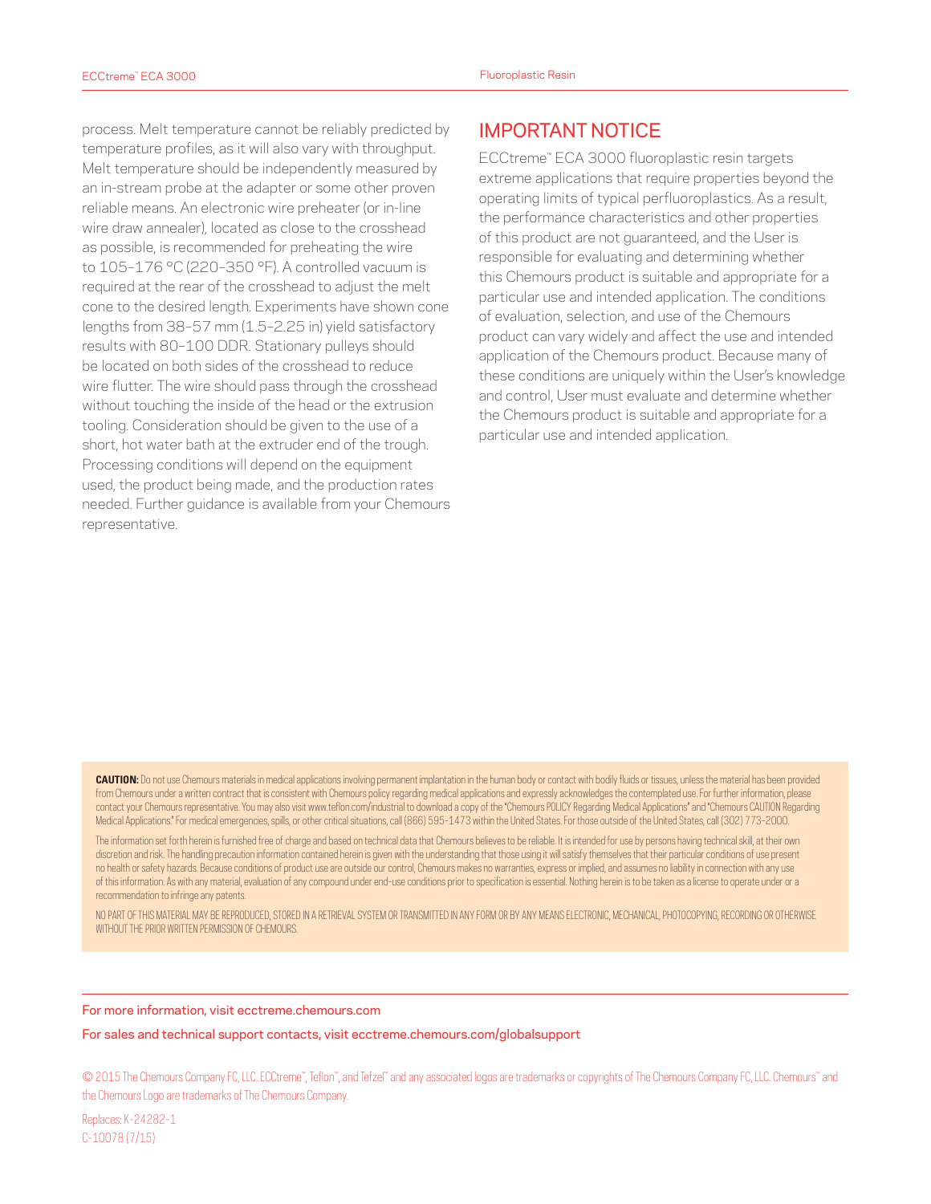process. Melt temperature cannot be reliably predicted by temperature profiles, as it will also vary with throughput. Melt temperature should be independently measured by an in-stream probe at the adapter or some other proven reliable means. An electronic wire preheater (or in-line wire draw annealer), located as close to the crosshead as possible, is recommended for preheating the wire to 105–176 °C (220–350 °F). A controlled vacuum is required at the rear of the crosshead to adjust the melt cone to the desired length. Experiments have shown cone lengths from 38–57 mm (1.5–2.25 in) yield satisfactory results with 80–100 DDR. Stationary pulleys should be located on both sides of the crosshead to reduce wire flutter. The wire should pass through the crosshead without touching the inside of the head or the extrusion tooling. Consideration should be given to the use of a short, hot water bath at the extruder end of the trough. Processing conditions will depend on the equipment used, the product being made, and the production rates needed. Further guidance is available from your Chemours representative.

## IMPORTANT NOTICE

ECCtreme™ ECA 3000 fluoroplastic resin targets extreme applications that require properties beyond the operating limits of typical perfluoroplastics. As a result, the performance characteristics and other properties of this product are not guaranteed, and the User is responsible for evaluating and determining whether this Chemours product is suitable and appropriate for a particular use and intended application. The conditions of evaluation, selection, and use of the Chemours product can vary widely and affect the use and intended application of the Chemours product. Because many of these conditions are uniquely within the User's knowledge and control, User must evaluate and determine whether the Chemours product is suitable and appropriate for a particular use and intended application.

**CAUTION:** Do not use Chemours materials in medical applications involving permanent implantation in the human body or contact with bodily fluids or tissues, unless the material has been provided from Chemours under a written contract that is consistent with Chemours policy regarding medical applications and expressly acknowledges the contemplated use. For further information, please contact your Chemours representative. You may also visit www.teflon.com/industrial to download a copy of the "Chemours POLICY Regarding Medical Applications" and "Chemours CAUTION Regarding Medical Applications." For medical emergencies, spills, or other critical situations, call (866) 595-1473 within the United States. For those outside of the United States, call (302) 773-2000.

The information set forth herein is furnished free of charge and based on technical data that Chemours believes to be reliable. It is intended for use by persons having technical skill, at their own discretion and risk. The handling precaution information contained herein is given with the understanding that those using it will satisfy themselves that their particular conditions of use present no health or safety hazards. Because conditions of product use are outside our control, Chemours makes no warranties, express or implied, and assumes no liability in connection with any use of this information. As with any material, evaluation of any compound under end-use conditions prior to specification is essential. Nothing herein is to be taken as a license to operate under or a recommendation to infringe any patents.

NO PART OF THIS MATERIAL MAY BE REPRODUCED, STORED IN A RETRIEVAL SYSTEM OR TRANSMITTED IN ANY FORM OR BY ANY MEANS ELECTRONIC, MECHANICAL, PHOTOCOPYING, RECORDING OR OTHERWISE WITHOUT THE PRIOR WRITTEN PERMISSION OF CHEMOURS.

For more information, visit ecctreme.chemours.com

For sales and technical support contacts, visit ecctreme.chemours.com/globalsupport

© 2015 The Chemours Company FC, LLC. ECCtreme™, Teflon™, and Tefzel™ and any associated logos are trademarks or copyrights of The Chemours Company FC, LLC. Chemours™ and the Chemours Logo are trademarks of The Chemours Company.

Replaces: K-24282-1
C-10078 (7/15)